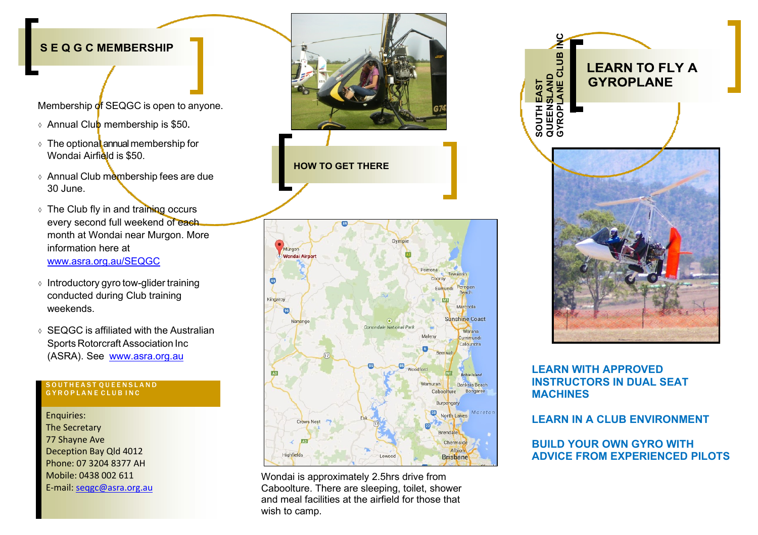## S E Q G C MEMBERSHIP

Membership of SEQGC is open to anyone.

- Annual Club membership is $50.
- The optional annual membership for Wondai Airfield is $50.
- Annual Club membership fees are due 30 June.
- The Club fly in and training occurs every second full weekend of each month at Wondai near Murgon. More information here at www.asra.org.au/SEQGC
- Introductory gyro tow-glider training conducted during Club training weekends.
- SEQGC is affiliated with the Australian Sports Rotorcraft Association Inc (ASRA). See www.asra.org.au

**SOUTHEAST QUEENSLAND GYROPLANE CLUB INC**

Enquiries:
The Secretary
77 Shayne Ave
Deception Bay Qld 4012
Phone: 07 3204 8377 AH
Mobile: 0438 002 611
E-mail: seqgc@asra.org.au

## HOW TO GET THERE

Wondai is approximately 2.5hrs drive from Caboolture. There are sleeping, toilet, shower and meal facilities at the airfield for those that wish to camp.

SOUTH EAST QUEENSLAND GYROPLANE CLUB INC

# LEARN TO FLY A GYROPLANE

**LEARN WITH APPROVED INSTRUCTORS IN DUAL SEAT MACHINES**

**LEARN IN A CLUB ENVIRONMENT**

**BUILD YOUR OWN GYRO WITH ADVICE FROM EXPERIENCED PILOTS**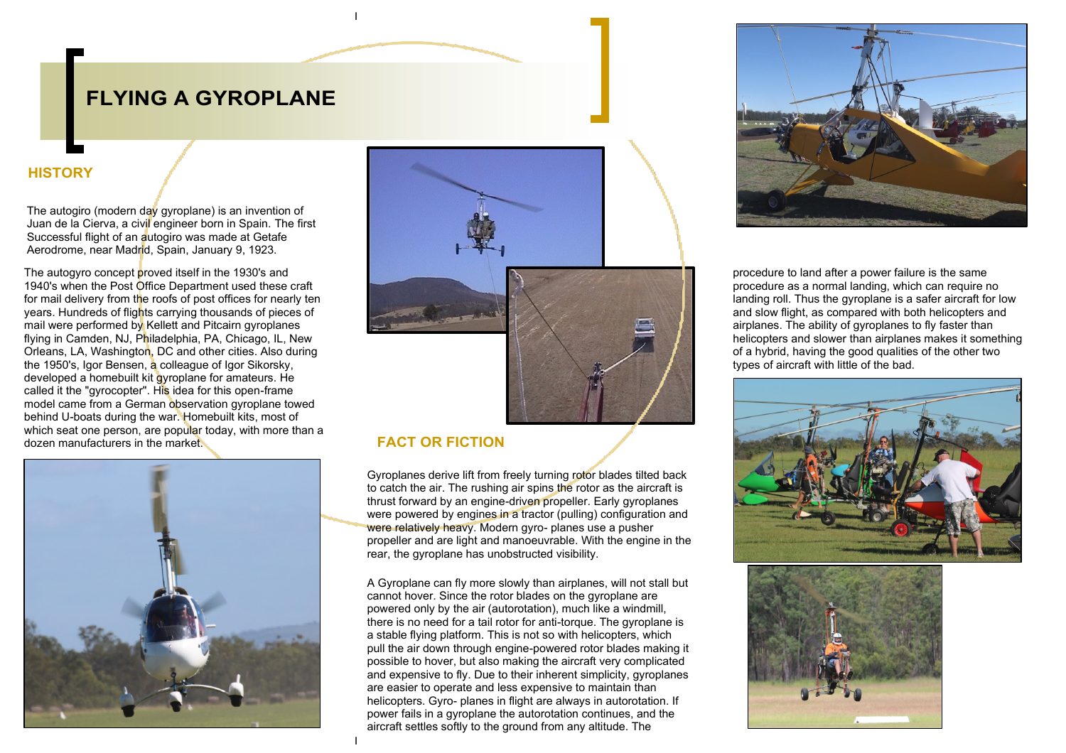# FLYING A GYROPLANE

## HISTORY

The autogiro (modern day gyroplane) is an invention of Juan de la Cierva, a civil engineer born in Spain. The first Successful flight of an autogiro was made at Getafe Aerodrome, near Madrid, Spain, January 9, 1923.

The autogyro concept proved itself in the 1930's and 1940's when the Post Office Department used these craft for mail delivery from the roofs of post offices for nearly ten years. Hundreds of flights carrying thousands of pieces of mail were performed by Kellett and Pitcairn gyroplanes flying in Camden, NJ, Philadelphia, PA, Chicago, IL, New Orleans, LA, Washington, DC and other cities. Also during the 1950's, Igor Bensen, a colleague of Igor Sikorsky, developed a homebuilt kit gyroplane for amateurs. He called it the "gyrocopter". His idea for this open-frame model came from a German observation gyroplane towed behind U-boats during the war. Homebuilt kits, most of which seat one person, are popular today, with more than a dozen manufacturers in the market.

## FACT OR FICTION

Gyroplanes derive lift from freely turning rotor blades tilted back to catch the air. The rushing air spins the rotor as the aircraft is thrust forward by an engine-driven propeller. Early gyroplanes were powered by engines in a tractor (pulling) configuration and were relatively heavy. Modern gyro- planes use a pusher propeller and are light and manoeuvrable. With the engine in the rear, the gyroplane has unobstructed visibility.

A Gyroplane can fly more slowly than airplanes, will not stall but cannot hover. Since the rotor blades on the gyroplane are powered only by the air (autorotation), much like a windmill, there is no need for a tail rotor for anti-torque. The gyroplane is a stable flying platform. This is not so with helicopters, which pull the air down through engine-powered rotor blades making it possible to hover, but also making the aircraft very complicated and expensive to fly. Due to their inherent simplicity, gyroplanes are easier to operate and less expensive to maintain than helicopters. Gyro- planes in flight are always in autorotation. If power fails in a gyroplane the autorotation continues, and the aircraft settles softly to the ground from any altitude. The procedure to land after a power failure is the same procedure as a normal landing, which can require no landing roll. Thus the gyroplane is a safer aircraft for low and slow flight, as compared with both helicopters and airplanes. The ability of gyroplanes to fly faster than helicopters and slower than airplanes makes it something of a hybrid, having the good qualities of the other two types of aircraft with little of the bad.